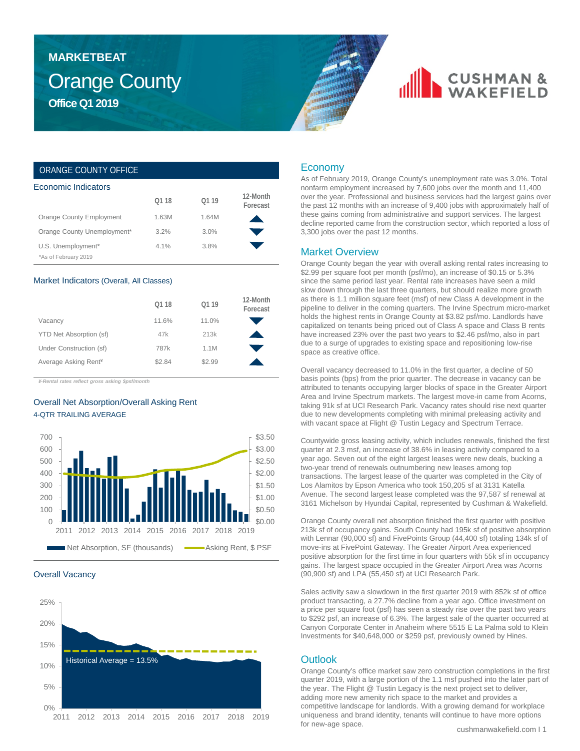# MARKETBEAT

# Orange County

## Office Q1 2019

CUSHMAN & WAKEFIELD

## ORANGE COUNTY OFFICE

### Economic Indicators

| | Q1 18 | Q1 19 | 12-Month Forecast |
|---|---|---|---|
| Orange County Employment | 1.63M | 1.64M | ▲ |
| Orange County Unemployment* | 3.2% | 3.0% | ▼ |
| U.S. Unemployment* | 4.1% | 3.8% | ▼ |

*As of February 2019

### Market Indicators (Overall, All Classes)

| | Q1 18 | Q1 19 | 12-Month Forecast |
|---|---|---|---|
| Vacancy | 11.6% | 11.0% | ▼ |
| YTD Net Absorption (sf) | 47k | 213k | ▲ |
| Under Construction (sf) | 787k | 1.1M | ▼ |
| Average Asking Rent¥ | $2.84 | $2.99 | ▲ |

*¥-Rental rates reflect gross asking $psf/month*

### Overall Net Absorption/Overall Asking Rent

4-QTR TRAILING AVERAGE

Net Absorption, SF (thousands) | Asking Rent, $ PSF

### Overall Vacancy

Historical Average = 13.5%

## Economy

As of February 2019, Orange County's unemployment rate was 3.0%. Total nonfarm employment increased by 7,600 jobs over the month and 11,400 over the year. Professional and business services had the largest gains over the past 12 months with an increase of 9,400 jobs with approximately half of these gains coming from administrative and support services. The largest decline reported came from the construction sector, which reported a loss of 3,300 jobs over the past 12 months.

## Market Overview

Orange County began the year with overall asking rental rates increasing to $2.99 per square foot per month (psf/mo), an increase of $0.15 or 5.3% since the same period last year. Rental rate increases have seen a mild slow down through the last three quarters, but should realize more growth as there is 1.1 million square feet (msf) of new Class A development in the pipeline to deliver in the coming quarters. The Irvine Spectrum micro-market holds the highest rents in Orange County at $3.82 psf/mo. Landlords have capitalized on tenants being priced out of Class A space and Class B rents have increased 23% over the past two years to $2.46 psf/mo, also in part due to a surge of upgrades to existing space and repositioning low-rise space as creative office.

Overall vacancy decreased to 11.0% in the first quarter, a decline of 50 basis points (bps) from the prior quarter. The decrease in vacancy can be attributed to tenants occupying larger blocks of space in the Greater Airport Area and Irvine Spectrum markets. The largest move-in came from Acorns, taking 91k sf at UCI Research Park. Vacancy rates should rise next quarter due to new developments completing with minimal preleasing activity and with vacant space at Flight @ Tustin Legacy and Spectrum Terrace.

Countywide gross leasing activity, which includes renewals, finished the first quarter at 2.3 msf, an increase of 38.6% in leasing activity compared to a year ago. Seven out of the eight largest leases were new deals, bucking a two-year trend of renewals outnumbering new leases among top transactions. The largest lease of the quarter was completed in the City of Los Alamitos by Epson America who took 150,205 sf at 3131 Katella Avenue. The second largest lease completed was the 97,587 sf renewal at 3161 Michelson by Hyundai Capital, represented by Cushman & Wakefield.

Orange County overall net absorption finished the first quarter with positive 213k sf of occupancy gains. South County had 195k sf of positive absorption with Lennar (90,000 sf) and FivePoints Group (44,400 sf) totaling 134k sf of move-ins at FivePoint Gateway. The Greater Airport Area experienced positive absorption for the first time in four quarters with 55k sf in occupancy gains. The largest space occupied in the Greater Airport Area was Acorns (90,900 sf) and LPA (55,450 sf) at UCI Research Park.

Sales activity saw a slowdown in the first quarter 2019 with 852k sf of office product transacting, a 27.7% decline from a year ago. Office investment on a price per square foot (psf) has seen a steady rise over the past two years to $292 psf, an increase of 6.3%. The largest sale of the quarter occurred at Canyon Corporate Center in Anaheim where 5515 E La Palma sold to Klein Investments for $40,648,000 or $259 psf, previously owned by Hines.

## Outlook

Orange County's office market saw zero construction completions in the first quarter 2019, with a large portion of the 1.1 msf pushed into the later part of the year. The Flight @ Tustin Legacy is the next project set to deliver, adding more new amenity rich space to the market and provides a competitive landscape for landlords. With a growing demand for workplace uniqueness and brand identity, tenants will continue to have more options for new-age space.

cushmanwakefield.com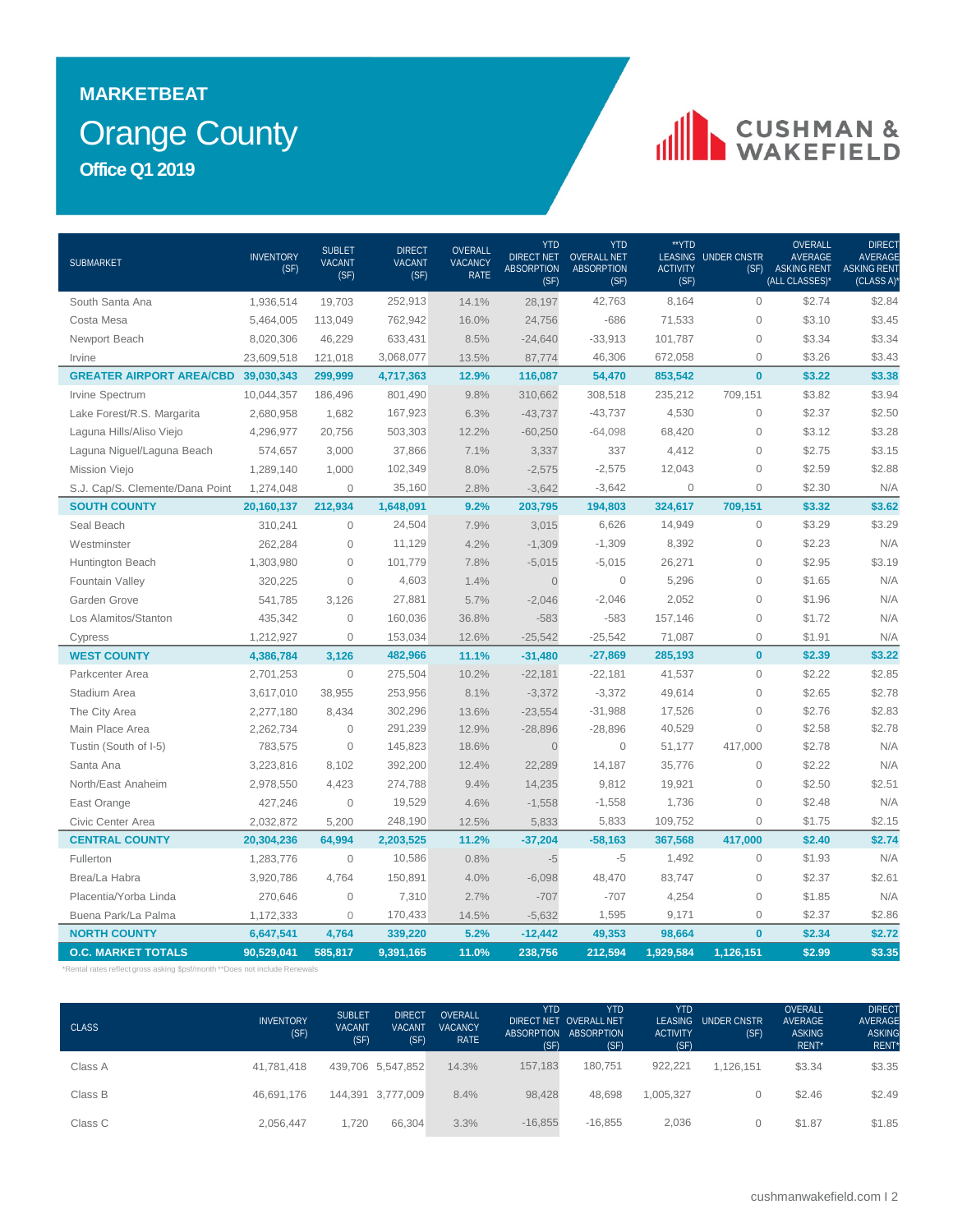# MARKETBEAT

## Orange County

### Office Q1 2019

| SUBMARKET | INVENTORY (SF) | SUBLET VACANT (SF) | DIRECT VACANT (SF) | OVERALL VACANCY RATE | YTD DIRECT NET ABSORPTION (SF) | YTD OVERALL NET ABSORPTION (SF) | **YTD LEASING ACTIVITY (SF) | UNDER CNSTR (SF) | OVERALL AVERAGE ASKING RENT (ALL CLASSES)* | DIRECT AVERAGE ASKING RENT (CLASS A)* |
|---|---|---|---|---|---|---|---|---|---|---|
| South Santa Ana | 1,936,514 | 19,703 | 252,913 | 14.1% | 28,197 | 42,763 | 8,164 | 0 | $2.74 | $2.84 |
| Costa Mesa | 5,464,005 | 113,049 | 762,942 | 16.0% | 24,756 | -686 | 71,533 | 0 | $3.10 | $3.45 |
| Newport Beach | 8,020,306 | 46,229 | 633,431 | 8.5% | -24,640 | -33,913 | 101,787 | 0 | $3.34 | $3.34 |
| Irvine | 23,609,518 | 121,018 | 3,068,077 | 13.5% | 87,774 | 46,306 | 672,058 | 0 | $3.26 | $3.43 |
| **GREATER AIRPORT AREA/CBD** | **39,030,343** | **299,999** | **4,717,363** | **12.9%** | **116,087** | **54,470** | **853,542** | **0** | **$3.22** | **$3.38** |
| Irvine Spectrum | 10,044,357 | 186,496 | 801,490 | 9.8% | 310,662 | 308,518 | 235,212 | 709,151 | $3.82 | $3.94 |
| Lake Forest/R.S. Margarita | 2,680,958 | 1,682 | 167,923 | 6.3% | -43,737 | -43,737 | 4,530 | 0 | $2.37 | $2.50 |
| Laguna Hills/Aliso Viejo | 4,296,977 | 20,756 | 503,303 | 12.2% | -60,250 | -64,098 | 68,420 | 0 | $3.12 | $3.28 |
| Laguna Niguel/Laguna Beach | 574,657 | 3,000 | 37,866 | 7.1% | 3,337 | 337 | 4,412 | 0 | $2.75 | $3.15 |
| Mission Viejo | 1,289,140 | 1,000 | 102,349 | 8.0% | -2,575 | -2,575 | 12,043 | 0 | $2.59 | $2.88 |
| S.J. Cap/S. Clemente/Dana Point | 1,274,048 | 0 | 35,160 | 2.8% | -3,642 | -3,642 | 0 | 0 | $2.30 | N/A |
| **SOUTH COUNTY** | **20,160,137** | **212,934** | **1,648,091** | **9.2%** | **203,795** | **194,803** | **324,617** | **709,151** | **$3.32** | **$3.62** |
| Seal Beach | 310,241 | 0 | 24,504 | 7.9% | 3,015 | 6,626 | 14,949 | 0 | $3.29 | $3.29 |
| Westminster | 262,284 | 0 | 11,129 | 4.2% | -1,309 | -1,309 | 8,392 | 0 | $2.23 | N/A |
| Huntington Beach | 1,303,980 | 0 | 101,779 | 7.8% | -5,015 | -5,015 | 26,271 | 0 | $2.95 | $3.19 |
| Fountain Valley | 320,225 | 0 | 4,603 | 1.4% | 0 | 0 | 5,296 | 0 | $1.65 | N/A |
| Garden Grove | 541,785 | 3,126 | 27,881 | 5.7% | -2,046 | -2,046 | 2,052 | 0 | $1.96 | N/A |
| Los Alamitos/Stanton | 435,342 | 0 | 160,036 | 36.8% | -583 | -583 | 157,146 | 0 | $1.72 | N/A |
| Cypress | 1,212,927 | 0 | 153,034 | 12.6% | -25,542 | -25,542 | 71,087 | 0 | $1.91 | N/A |
| **WEST COUNTY** | **4,386,784** | **3,126** | **482,966** | **11.1%** | **-31,480** | **-27,869** | **285,193** | **0** | **$2.39** | **$3.22** |
| Parkcenter Area | 2,701,253 | 0 | 275,504 | 10.2% | -22,181 | -22,181 | 41,537 | 0 | $2.22 | $2.85 |
| Stadium Area | 3,617,010 | 38,955 | 253,956 | 8.1% | -3,372 | -3,372 | 49,614 | 0 | $2.65 | $2.78 |
| The City Area | 2,277,180 | 8,434 | 302,296 | 13.6% | -23,554 | -31,988 | 17,526 | 0 | $2.76 | $2.83 |
| Main Place Area | 2,262,734 | 0 | 291,239 | 12.9% | -28,896 | -28,896 | 40,529 | 0 | $2.58 | $2.78 |
| Tustin (South of I-5) | 783,575 | 0 | 145,823 | 18.6% | 0 | 0 | 51,177 | 417,000 | $2.78 | N/A |
| Santa Ana | 3,223,816 | 8,102 | 392,200 | 12.4% | 22,289 | 14,187 | 35,776 | 0 | $2.22 | N/A |
| North/East Anaheim | 2,978,550 | 4,423 | 274,788 | 9.4% | 14,235 | 9,812 | 19,921 | 0 | $2.50 | $2.51 |
| East Orange | 427,246 | 0 | 19,529 | 4.6% | -1,558 | -1,558 | 1,736 | 0 | $2.48 | N/A |
| Civic Center Area | 2,032,872 | 5,200 | 248,190 | 12.5% | 5,833 | 5,833 | 109,752 | 0 | $1.75 | $2.15 |
| **CENTRAL COUNTY** | **20,304,236** | **64,994** | **2,203,525** | **11.2%** | **-37,204** | **-58,163** | **367,568** | **417,000** | **$2.40** | **$2.74** |
| Fullerton | 1,283,776 | 0 | 10,586 | 0.8% | -5 | -5 | 1,492 | 0 | $1.93 | N/A |
| Brea/La Habra | 3,920,786 | 4,764 | 150,891 | 4.0% | -6,098 | 48,470 | 83,747 | 0 | $2.37 | $2.61 |
| Placentia/Yorba Linda | 270,646 | 0 | 7,310 | 2.7% | -707 | -707 | 4,254 | 0 | $1.85 | N/A |
| Buena Park/La Palma | 1,172,333 | 0 | 170,433 | 14.5% | -5,632 | 1,595 | 9,171 | 0 | $2.37 | $2.86 |
| **NORTH COUNTY** | **6,647,541** | **4,764** | **339,220** | **5.2%** | **-12,442** | **49,353** | **98,664** | **0** | **$2.34** | **$2.72** |
| **O.C. MARKET TOTALS** | **90,529,041** | **585,817** | **9,391,165** | **11.0%** | **238,756** | **212,594** | **1,929,584** | **1,126,151** | **$2.99** | **$3.35** |

*Rental rates reflect gross asking $psf/month **Does not include Renewals

| CLASS | INVENTORY (SF) | SUBLET VACANT (SF) | DIRECT VACANT (SF) | OVERALL VACANCY RATE | YTD DIRECT NET ABSORPTION (SF) | YTD OVERALL NET ABSORPTION (SF) | YTD LEASING ACTIVITY (SF) | UNDER CNSTR (SF) | OVERALL AVERAGE ASKING RENT* | DIRECT AVERAGE ASKING RENT* |
|---|---|---|---|---|---|---|---|---|---|---|
| Class A | 41,781,418 | 439,706 | 5,547,852 | 14.3% | 157,183 | 180,751 | 922,221 | 1,126,151 | $3.34 | $3.35 |
| Class B | 46,691,176 | 144,391 | 3,777,009 | 8.4% | 98,428 | 48,698 | 1,005,327 | 0 | $2.46 | $2.49 |
| Class C | 2,056,447 | 1,720 | 66,304 | 3.3% | -16,855 | -16,855 | 2,036 | 0 | $1.87 | $1.85 |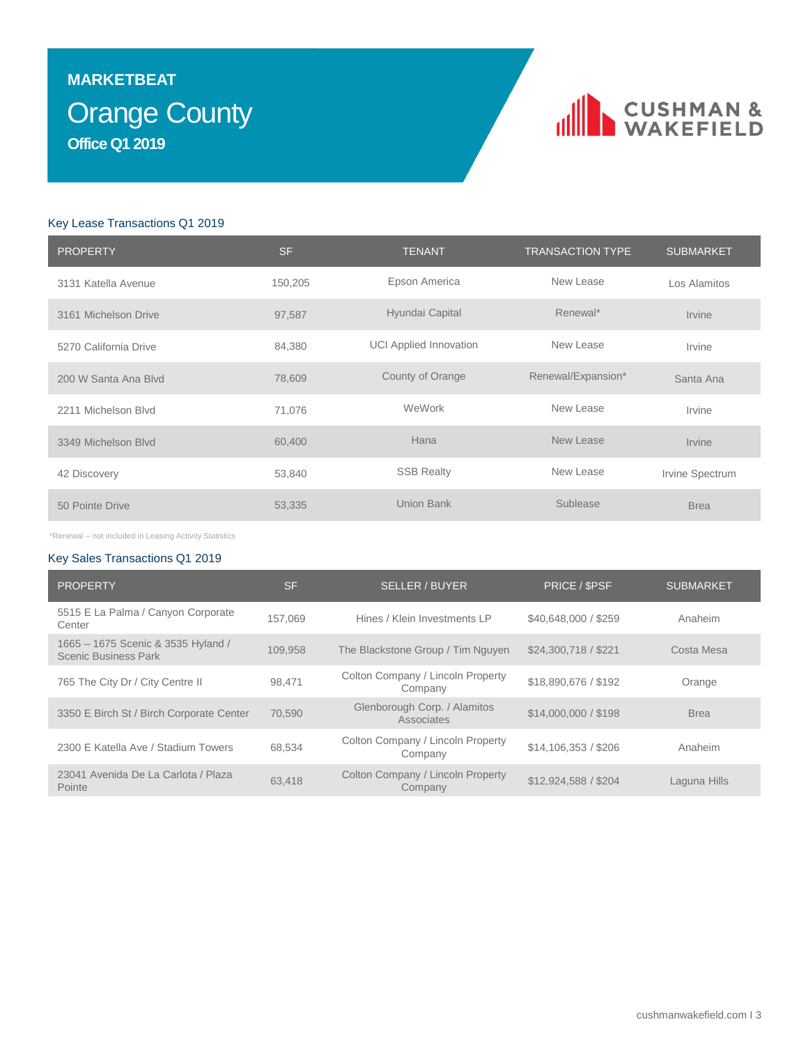# MARKETBEAT

## Orange County

### Office Q1 2019

CUSHMAN & WAKEFIELD

### Key Lease Transactions Q1 2019

| PROPERTY | SF | TENANT | TRANSACTION TYPE | SUBMARKET |
|---|---|---|---|---|
| 3131 Katella Avenue | 150,205 | Epson America | New Lease | Los Alamitos |
| 3161 Michelson Drive | 97,587 | Hyundai Capital | Renewal* | Irvine |
| 5270 California Drive | 84,380 | UCI Applied Innovation | New Lease | Irvine |
| 200 W Santa Ana Blvd | 78,609 | County of Orange | Renewal/Expansion* | Santa Ana |
| 2211 Michelson Blvd | 71,076 | WeWork | New Lease | Irvine |
| 3349 Michelson Blvd | 60,400 | Hana | New Lease | Irvine |
| 42 Discovery | 53,840 | SSB Realty | New Lease | Irvine Spectrum |
| 50 Pointe Drive | 53,335 | Union Bank | Sublease | Brea |

*Renewal – not included in Leasing Activity Statistics

### Key Sales Transactions Q1 2019

| PROPERTY | SF | SELLER / BUYER | PRICE / $PSF | SUBMARKET |
|---|---|---|---|---|
| 5515 E La Palma / Canyon Corporate Center | 157,069 | Hines / Klein Investments LP | $40,648,000 / $259 | Anaheim |
| 1665 – 1675 Scenic & 3535 Hyland / Scenic Business Park | 109,958 | The Blackstone Group / Tim Nguyen | $24,300,718 / $221 | Costa Mesa |
| 765 The City Dr / City Centre II | 98,471 | Colton Company / Lincoln Property Company | $18,890,676 / $192 | Orange |
| 3350 E Birch St / Birch Corporate Center | 70,590 | Glenborough Corp. / Alamitos Associates | $14,000,000 / $198 | Brea |
| 2300 E Katella Ave / Stadium Towers | 68,534 | Colton Company / Lincoln Property Company | $14,106,353 / $206 | Anaheim |
| 23041 Avenida De La Carlota / Plaza Pointe | 63,418 | Colton Company / Lincoln Property Company | $12,924,588 / $204 | Laguna Hills |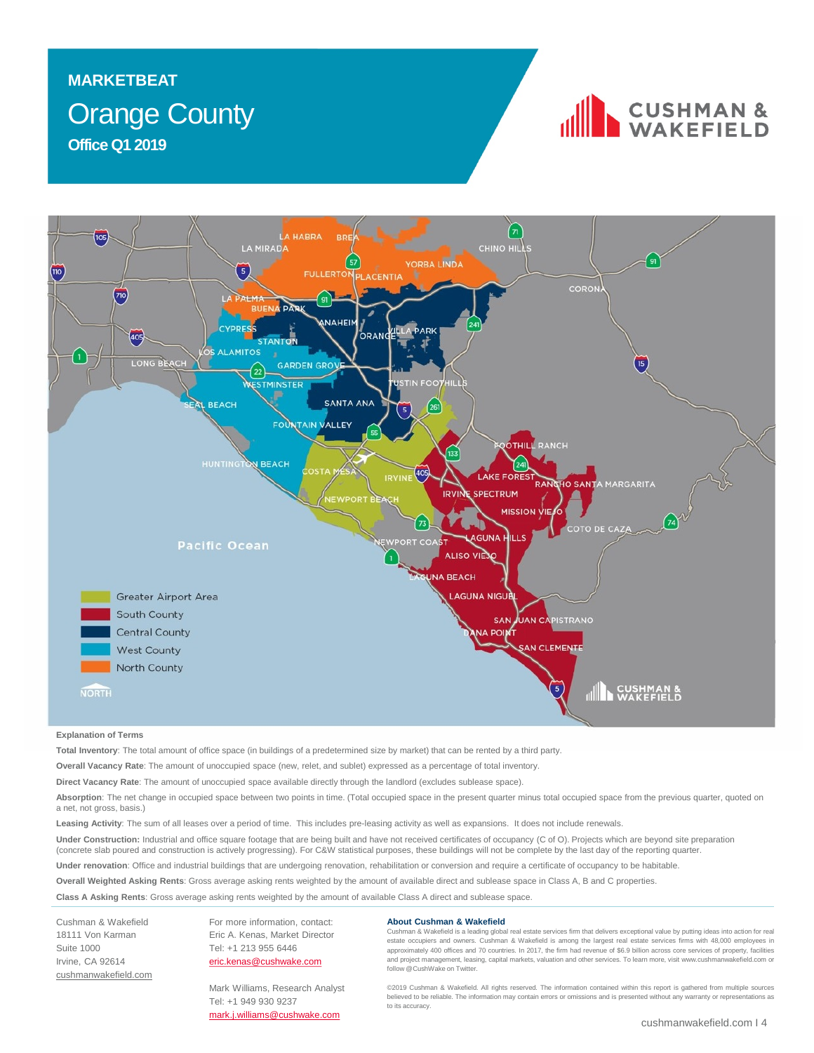**MARKETBEAT**

# Orange County

**Office Q1 2019**

CUSHMAN & WAKEFIELD

Greater Airport Area

South County

Central County

West County

North County

NORTH

Pacific Ocean

**Explanation of Terms**

**Total Inventory**: The total amount of office space (in buildings of a predetermined size by market) that can be rented by a third party.

**Overall Vacancy Rate**: The amount of unoccupied space (new, relet, and sublet) expressed as a percentage of total inventory.

**Direct Vacancy Rate**: The amount of unoccupied space available directly through the landlord (excludes sublease space).

**Absorption**: The net change in occupied space between two points in time. (Total occupied space in the present quarter minus total occupied space from the previous quarter, quoted on a net, not gross, basis.)

**Leasing Activity**: The sum of all leases over a period of time. This includes pre-leasing activity as well as expansions. It does not include renewals.

**Under Construction:** Industrial and office square footage that are being built and have not received certificates of occupancy (C of O). Projects which are beyond site preparation (concrete slab poured and construction is actively progressing). For C&W statistical purposes, these buildings will not be complete by the last day of the reporting quarter.

**Under renovation**: Office and industrial buildings that are undergoing renovation, rehabilitation or conversion and require a certificate of occupancy to be habitable.

**Overall Weighted Asking Rents**: Gross average asking rents weighted by the amount of available direct and sublease space in Class A, B and C properties.

**Class A Asking Rents**: Gross average asking rents weighted by the amount of available Class A direct and sublease space.

Cushman & Wakefield
18111 Von Karman
Suite 1000
Irvine, CA 92614
cushmanwakefield.com

For more information, contact:
Eric A. Kenas, Market Director
Tel: +1 213 955 6446
eric.kenas@cushwake.com

Mark Williams, Research Analyst
Tel: +1 949 930 9237
mark.j.williams@cushwake.com

**About Cushman & Wakefield**

Cushman & Wakefield is a leading global real estate services firm that delivers exceptional value by putting ideas into action for real estate occupiers and owners. Cushman & Wakefield is among the largest real estate services firms with 48,000 employees in approximately 400 offices and 70 countries. In 2017, the firm had revenue of $6.9 billion across core services of property, facilities and project management, leasing, capital markets, valuation and other services. To learn more, visit www.cushmanwakefield.com or follow @CushWake on Twitter.

©2019 Cushman & Wakefield. All rights reserved. The information contained within this report is gathered from multiple sources believed to be reliable. The information may contain errors or omissions and is presented without any warranty or representations as to its accuracy.